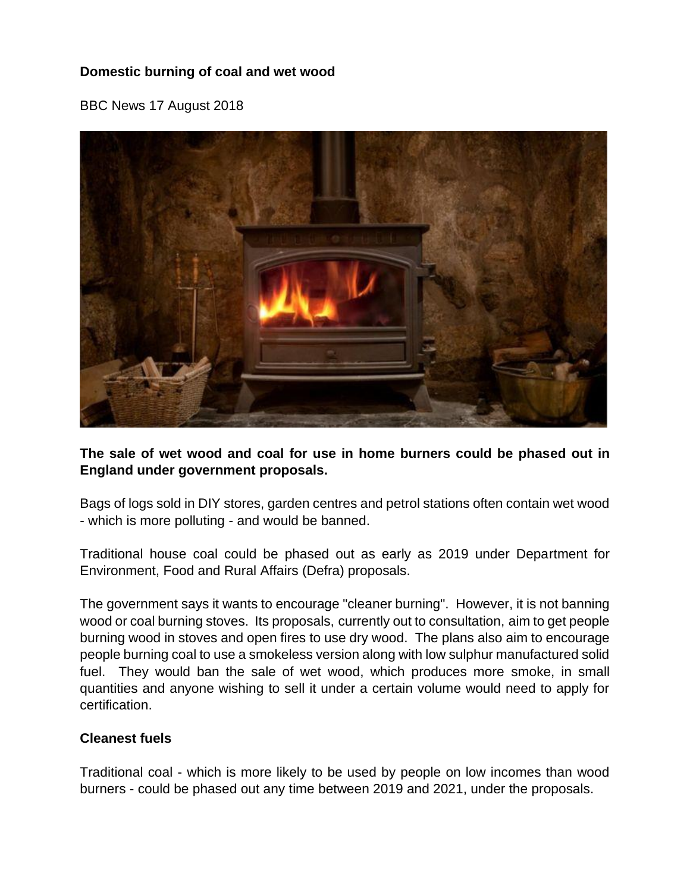**Domestic burning of coal and wet wood**

BBC News 17 August 2018

**The sale of wet wood and coal for use in home burners could be phased out in England under government proposals.**

Bags of logs sold in DIY stores, garden centres and petrol stations often contain wet wood - which is more polluting - and would be banned.

Traditional house coal could be phased out as early as 2019 under Department for Environment, Food and Rural Affairs (Defra) proposals.

The government says it wants to encourage "cleaner burning". However, it is not banning wood or coal burning stoves. Its proposals, currently out to consultation, aim to get people burning wood in stoves and open fires to use dry wood. The plans also aim to encourage people burning coal to use a smokeless version along with low sulphur manufactured solid fuel. They would ban the sale of wet wood, which produces more smoke, in small quantities and anyone wishing to sell it under a certain volume would need to apply for certification.

**Cleanest fuels**

Traditional coal - which is more likely to be used by people on low incomes than wood burners - could be phased out any time between 2019 and 2021, under the proposals.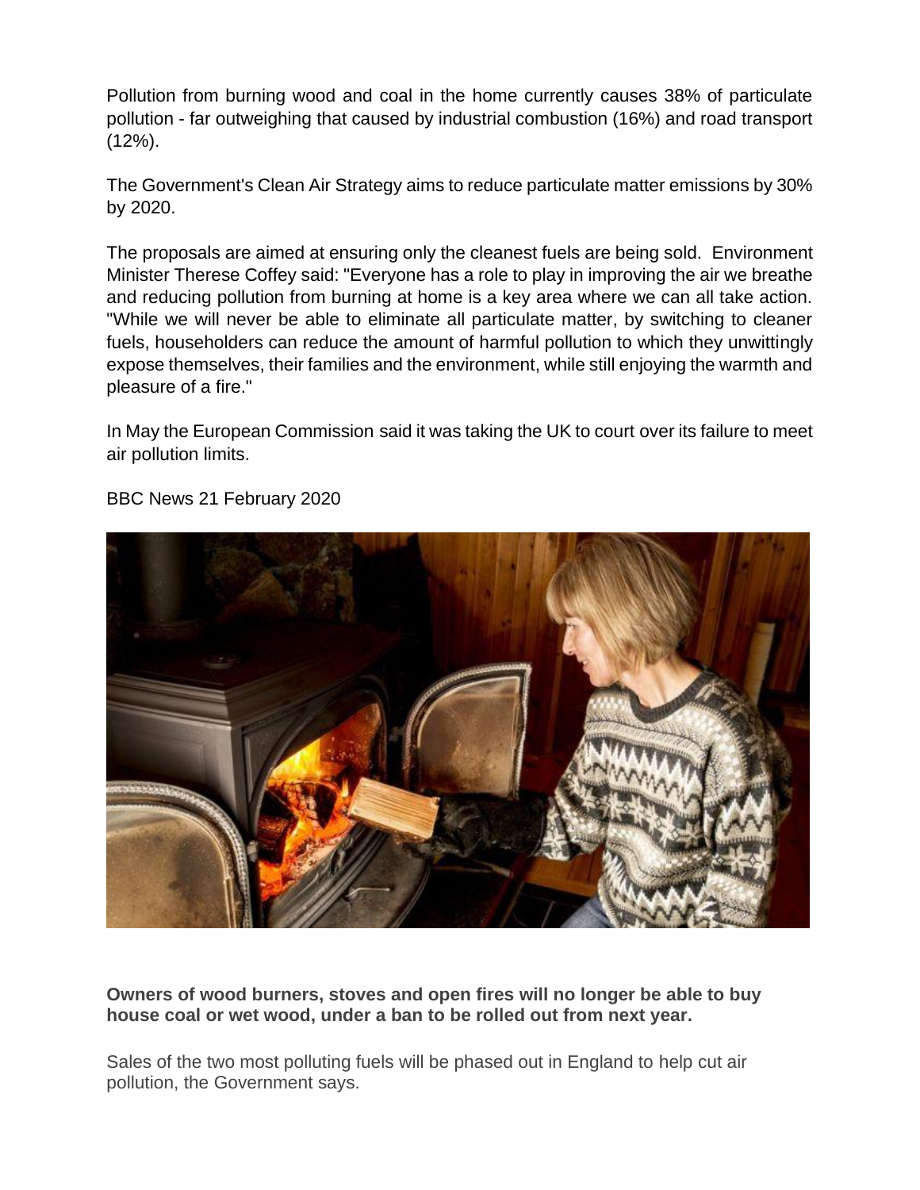Pollution from burning wood and coal in the home currently causes 38% of particulate pollution - far outweighing that caused by industrial combustion (16%) and road transport (12%).

The Government's Clean Air Strategy aims to reduce particulate matter emissions by 30% by 2020.

The proposals are aimed at ensuring only the cleanest fuels are being sold. Environment Minister Therese Coffey said: "Everyone has a role to play in improving the air we breathe and reducing pollution from burning at home is a key area where we can all take action. "While we will never be able to eliminate all particulate matter, by switching to cleaner fuels, householders can reduce the amount of harmful pollution to which they unwittingly expose themselves, their families and the environment, while still enjoying the warmth and pleasure of a fire."

In May the European Commission said it was taking the UK to court over its failure to meet air pollution limits.

BBC News 21 February 2020

**Owners of wood burners, stoves and open fires will no longer be able to buy house coal or wet wood, under a ban to be rolled out from next year.**

Sales of the two most polluting fuels will be phased out in England to help cut air pollution, the Government says.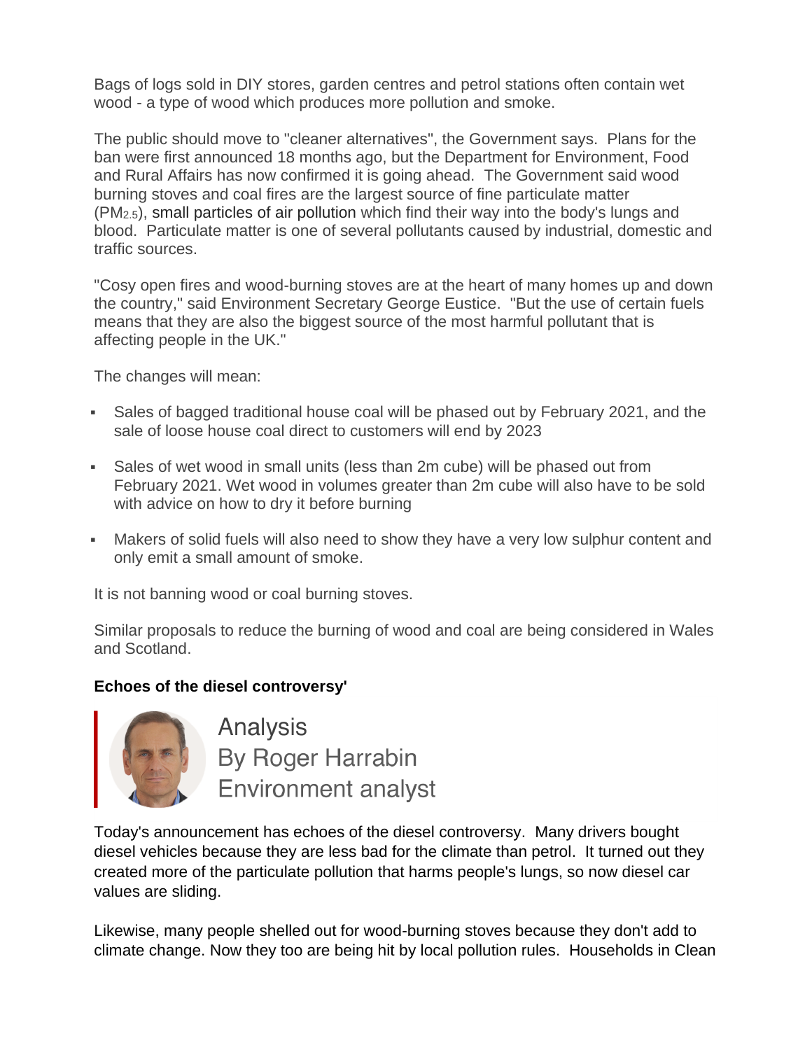Bags of logs sold in DIY stores, garden centres and petrol stations often contain wet wood - a type of wood which produces more pollution and smoke.

The public should move to "cleaner alternatives", the Government says. Plans for the ban were first announced 18 months ago, but the Department for Environment, Food and Rural Affairs has now confirmed it is going ahead. The Government said wood burning stoves and coal fires are the largest source of fine particulate matter ($PM_{2.5}$), small particles of air pollution which find their way into the body's lungs and blood. Particulate matter is one of several pollutants caused by industrial, domestic and traffic sources.

"Cosy open fires and wood-burning stoves are at the heart of many homes up and down the country," said Environment Secretary George Eustice. "But the use of certain fuels means that they are also the biggest source of the most harmful pollutant that is affecting people in the UK."

The changes will mean:

- Sales of bagged traditional house coal will be phased out by February 2021, and the sale of loose house coal direct to customers will end by 2023
- Sales of wet wood in small units (less than 2m cube) will be phased out from February 2021. Wet wood in volumes greater than 2m cube will also have to be sold with advice on how to dry it before burning
- Makers of solid fuels will also need to show they have a very low sulphur content and only emit a small amount of smoke.

It is not banning wood or coal burning stoves.

Similar proposals to reduce the burning of wood and coal are being considered in Wales and Scotland.

**Echoes of the diesel controversy'**

Analysis
By Roger Harrabin
Environment analyst

Today's announcement has echoes of the diesel controversy. Many drivers bought diesel vehicles because they are less bad for the climate than petrol. It turned out they created more of the particulate pollution that harms people's lungs, so now diesel car values are sliding.

Likewise, many people shelled out for wood-burning stoves because they don't add to climate change. Now they too are being hit by local pollution rules. Households in Clean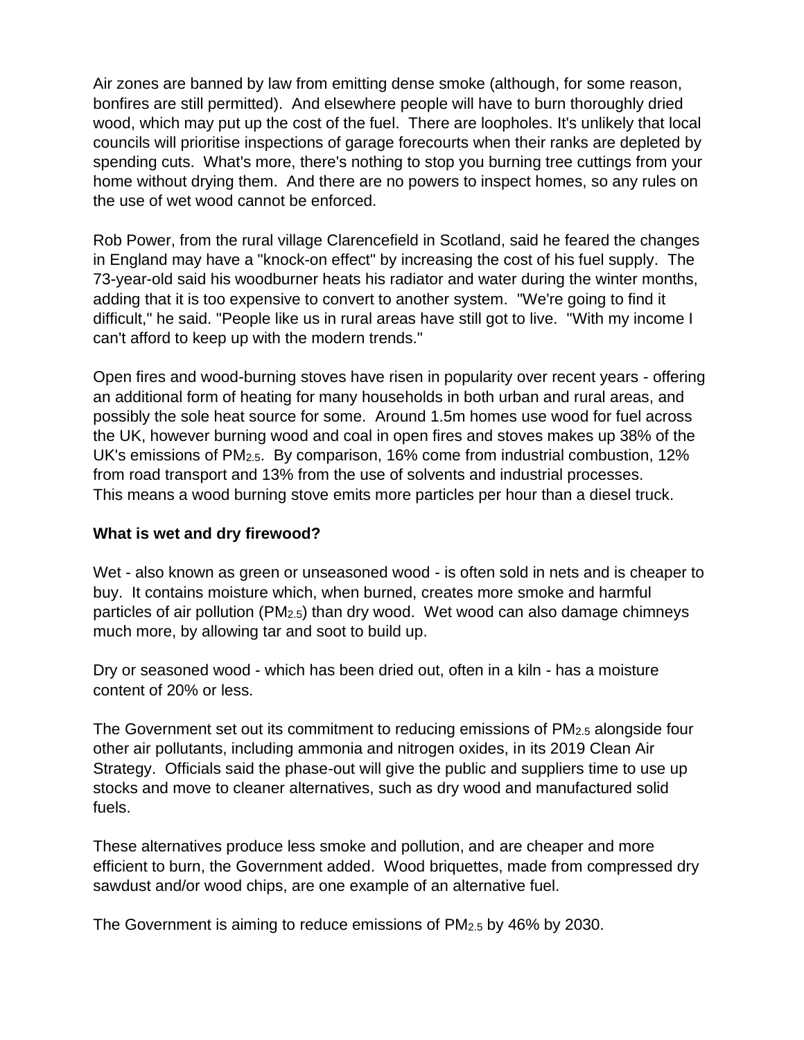Air zones are banned by law from emitting dense smoke (although, for some reason, bonfires are still permitted). And elsewhere people will have to burn thoroughly dried wood, which may put up the cost of the fuel. There are loopholes. It's unlikely that local councils will prioritise inspections of garage forecourts when their ranks are depleted by spending cuts. What's more, there's nothing to stop you burning tree cuttings from your home without drying them. And there are no powers to inspect homes, so any rules on the use of wet wood cannot be enforced.

Rob Power, from the rural village Clarencefield in Scotland, said he feared the changes in England may have a "knock-on effect" by increasing the cost of his fuel supply. The 73-year-old said his woodburner heats his radiator and water during the winter months, adding that it is too expensive to convert to another system. "We're going to find it difficult," he said. "People like us in rural areas have still got to live. "With my income I can't afford to keep up with the modern trends."

Open fires and wood-burning stoves have risen in popularity over recent years - offering an additional form of heating for many households in both urban and rural areas, and possibly the sole heat source for some. Around 1.5m homes use wood for fuel across the UK, however burning wood and coal in open fires and stoves makes up 38% of the UK's emissions of $PM_{2.5}$. By comparison, 16% come from industrial combustion, 12% from road transport and 13% from the use of solvents and industrial processes. This means a wood burning stove emits more particles per hour than a diesel truck.

**What is wet and dry firewood?**

Wet - also known as green or unseasoned wood - is often sold in nets and is cheaper to buy. It contains moisture which, when burned, creates more smoke and harmful particles of air pollution ($PM_{2.5}$) than dry wood. Wet wood can also damage chimneys much more, by allowing tar and soot to build up.

Dry or seasoned wood - which has been dried out, often in a kiln - has a moisture content of 20% or less.

The Government set out its commitment to reducing emissions of $PM_{2.5}$ alongside four other air pollutants, including ammonia and nitrogen oxides, in its 2019 Clean Air Strategy. Officials said the phase-out will give the public and suppliers time to use up stocks and move to cleaner alternatives, such as dry wood and manufactured solid fuels.

These alternatives produce less smoke and pollution, and are cheaper and more efficient to burn, the Government added. Wood briquettes, made from compressed dry sawdust and/or wood chips, are one example of an alternative fuel.

The Government is aiming to reduce emissions of $PM_{2.5}$ by 46% by 2030.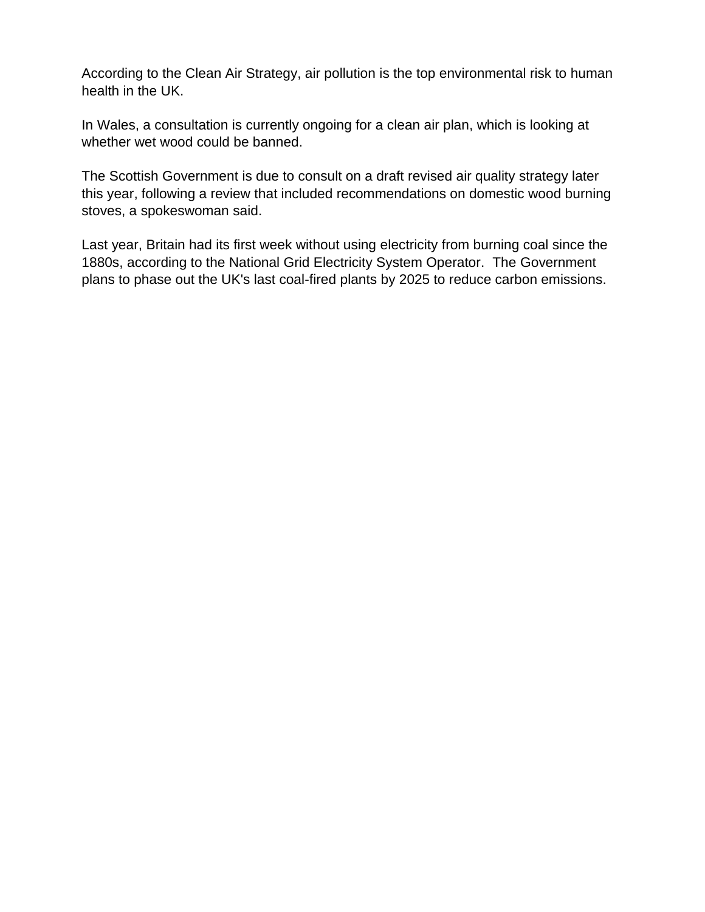According to the Clean Air Strategy, air pollution is the top environmental risk to human health in the UK.

In Wales, a consultation is currently ongoing for a clean air plan, which is looking at whether wet wood could be banned.

The Scottish Government is due to consult on a draft revised air quality strategy later this year, following a review that included recommendations on domestic wood burning stoves, a spokeswoman said.

Last year, Britain had its first week without using electricity from burning coal since the 1880s, according to the National Grid Electricity System Operator. The Government plans to phase out the UK's last coal-fired plants by 2025 to reduce carbon emissions.